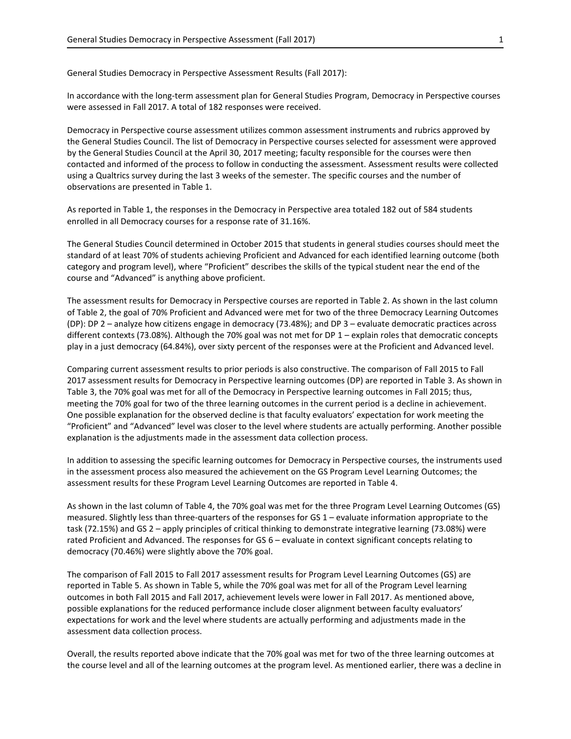General Studies Democracy in Perspective Assessment Results (Fall 2017):

In accordance with the long-term assessment plan for General Studies Program, Democracy in Perspective courses were assessed in Fall 2017. A total of 182 responses were received.

Democracy in Perspective course assessment utilizes common assessment instruments and rubrics approved by the General Studies Council. The list of Democracy in Perspective courses selected for assessment were approved by the General Studies Council at the April 30, 2017 meeting; faculty responsible for the courses were then contacted and informed of the process to follow in conducting the assessment. Assessment results were collected using a Qualtrics survey during the last 3 weeks of the semester. The specific courses and the number of observations are presented in Table 1.

As reported in Table 1, the responses in the Democracy in Perspective area totaled 182 out of 584 students enrolled in all Democracy courses for a response rate of 31.16%.

The General Studies Council determined in October 2015 that students in general studies courses should meet the standard of at least 70% of students achieving Proficient and Advanced for each identified learning outcome (both category and program level), where "Proficient" describes the skills of the typical student near the end of the course and "Advanced" is anything above proficient.

The assessment results for Democracy in Perspective courses are reported in Table 2. As shown in the last column of Table 2, the goal of 70% Proficient and Advanced were met for two of the three Democracy Learning Outcomes (DP): DP 2 – analyze how citizens engage in democracy (73.48%); and DP 3 – evaluate democratic practices across different contexts (73.08%). Although the 70% goal was not met for DP 1 – explain roles that democratic concepts play in a just democracy (64.84%), over sixty percent of the responses were at the Proficient and Advanced level.

Comparing current assessment results to prior periods is also constructive. The comparison of Fall 2015 to Fall 2017 assessment results for Democracy in Perspective learning outcomes (DP) are reported in Table 3. As shown in Table 3, the 70% goal was met for all of the Democracy in Perspective learning outcomes in Fall 2015; thus, meeting the 70% goal for two of the three learning outcomes in the current period is a decline in achievement. One possible explanation for the observed decline is that faculty evaluators' expectation for work meeting the "Proficient" and "Advanced" level was closer to the level where students are actually performing. Another possible explanation is the adjustments made in the assessment data collection process.

In addition to assessing the specific learning outcomes for Democracy in Perspective courses, the instruments used in the assessment process also measured the achievement on the GS Program Level Learning Outcomes; the assessment results for these Program Level Learning Outcomes are reported in Table 4.

As shown in the last column of Table 4, the 70% goal was met for the three Program Level Learning Outcomes (GS) measured. Slightly less than three-quarters of the responses for GS 1 – evaluate information appropriate to the task (72.15%) and GS 2 – apply principles of critical thinking to demonstrate integrative learning (73.08%) were rated Proficient and Advanced. The responses for GS 6 – evaluate in context significant concepts relating to democracy (70.46%) were slightly above the 70% goal.

The comparison of Fall 2015 to Fall 2017 assessment results for Program Level Learning Outcomes (GS) are reported in Table 5. As shown in Table 5, while the 70% goal was met for all of the Program Level learning outcomes in both Fall 2015 and Fall 2017, achievement levels were lower in Fall 2017. As mentioned above, possible explanations for the reduced performance include closer alignment between faculty evaluators' expectations for work and the level where students are actually performing and adjustments made in the assessment data collection process.

Overall, the results reported above indicate that the 70% goal was met for two of the three learning outcomes at the course level and all of the learning outcomes at the program level. As mentioned earlier, there was a decline in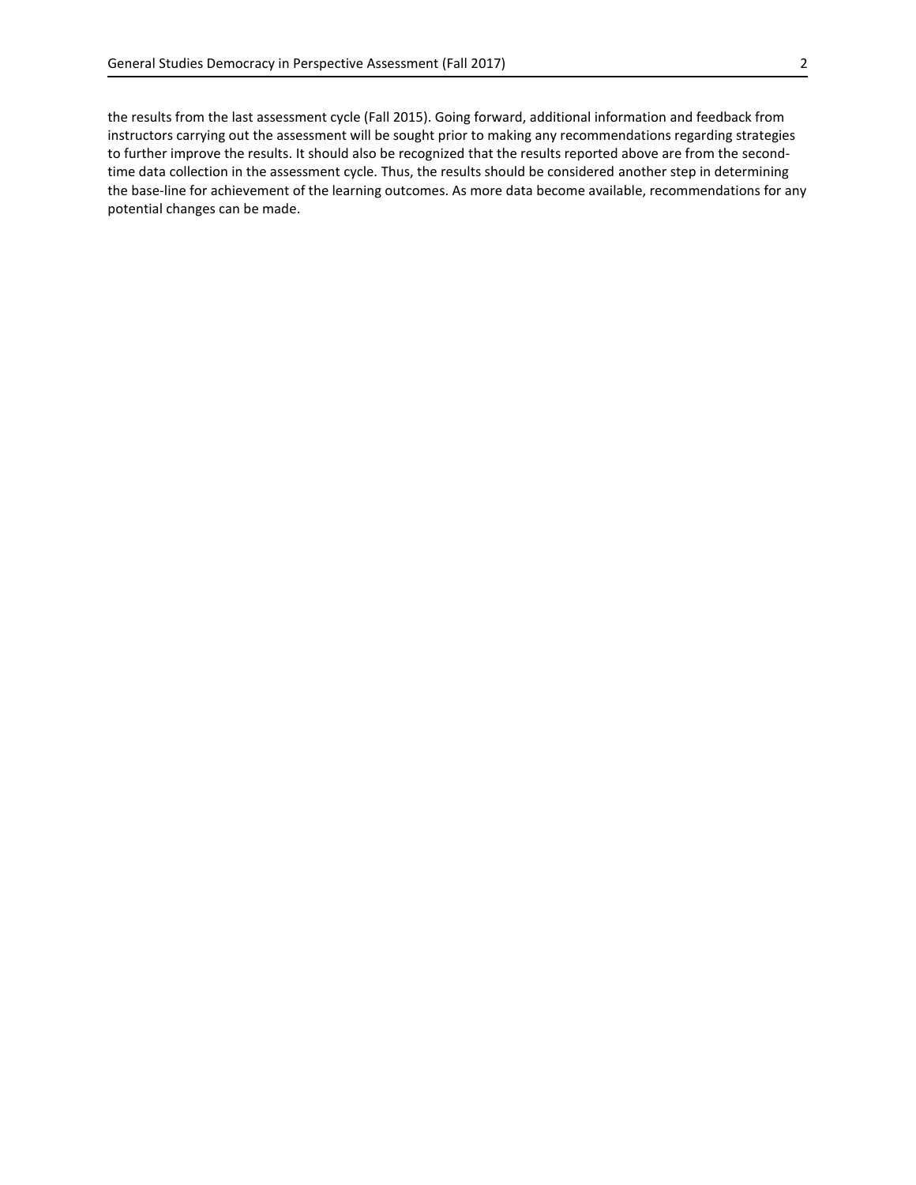the results from the last assessment cycle (Fall 2015). Going forward, additional information and feedback from instructors carrying out the assessment will be sought prior to making any recommendations regarding strategies to further improve the results. It should also be recognized that the results reported above are from the second-time data collection in the assessment cycle. Thus, the results should be considered another step in determining the base-line for achievement of the learning outcomes. As more data become available, recommendations for any potential changes can be made.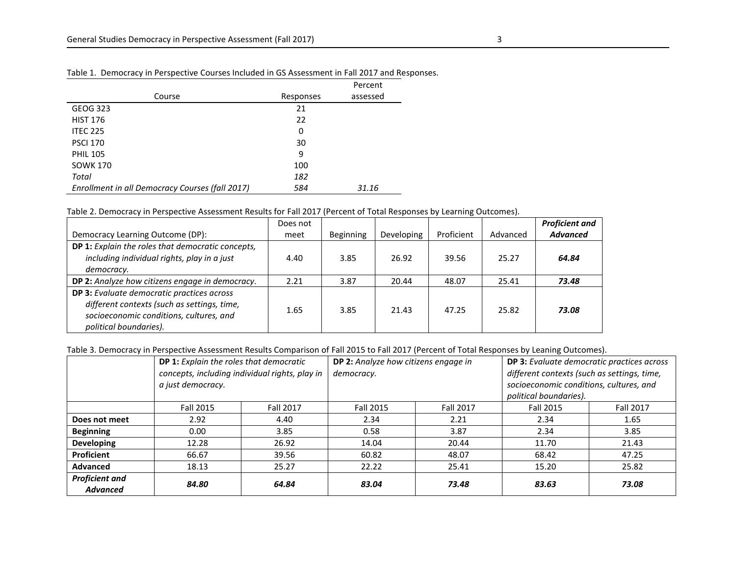Table 1. Democracy in Perspective Courses Included in GS Assessment in Fall 2017 and Responses.

| Course | Responses | Percent assessed |
|---|---|---|
| GEOG 323 | 21 | |
| HIST 176 | 22 | |
| ITEC 225 | 0 | |
| PSCI 170 | 30 | |
| PHIL 105 | 9 | |
| SOWK 170 | 100 | |
| *Total* | *182* | |
| *Enrollment in all Democracy Courses (fall 2017)* | *584* | *31.16* |

Table 2. Democracy in Perspective Assessment Results for Fall 2017 (Percent of Total Responses by Learning Outcomes).

| Democracy Learning Outcome (DP): | Does not meet | Beginning | Developing | Proficient | Advanced | ***Proficient and Advanced*** |
|---|---|---|---|---|---|---|
| **DP 1:** *Explain the roles that democratic concepts, including individual rights, play in a just democracy.* | 4.40 | 3.85 | 26.92 | 39.56 | 25.27 | ***64.84*** |
| **DP 2:** *Analyze how citizens engage in democracy.* | 2.21 | 3.87 | 20.44 | 48.07 | 25.41 | ***73.48*** |
| **DP 3:** *Evaluate democratic practices across different contexts (such as settings, time, socioeconomic conditions, cultures, and political boundaries).* | 1.65 | 3.85 | 21.43 | 47.25 | 25.82 | ***73.08*** |

Table 3. Democracy in Perspective Assessment Results Comparison of Fall 2015 to Fall 2017 (Percent of Total Responses by Leaning Outcomes).

| | **DP 1:** *Explain the roles that democratic concepts, including individual rights, play in a just democracy.* | | **DP 2:** *Analyze how citizens engage in democracy.* | | **DP 3:** *Evaluate democratic practices across different contexts (such as settings, time, socioeconomic conditions, cultures, and political boundaries).* | |
|---|---|---|---|---|---|---|
| | Fall 2015 | Fall 2017 | Fall 2015 | Fall 2017 | Fall 2015 | Fall 2017 |
| **Does not meet** | 2.92 | 4.40 | 2.34 | 2.21 | 2.34 | 1.65 |
| **Beginning** | 0.00 | 3.85 | 0.58 | 3.87 | 2.34 | 3.85 |
| **Developing** | 12.28 | 26.92 | 14.04 | 20.44 | 11.70 | 21.43 |
| **Proficient** | 66.67 | 39.56 | 60.82 | 48.07 | 68.42 | 47.25 |
| **Advanced** | 18.13 | 25.27 | 22.22 | 25.41 | 15.20 | 25.82 |
| ***Proficient and Advanced*** | ***84.80*** | ***64.84*** | ***83.04*** | ***73.48*** | ***83.63*** | ***73.08*** |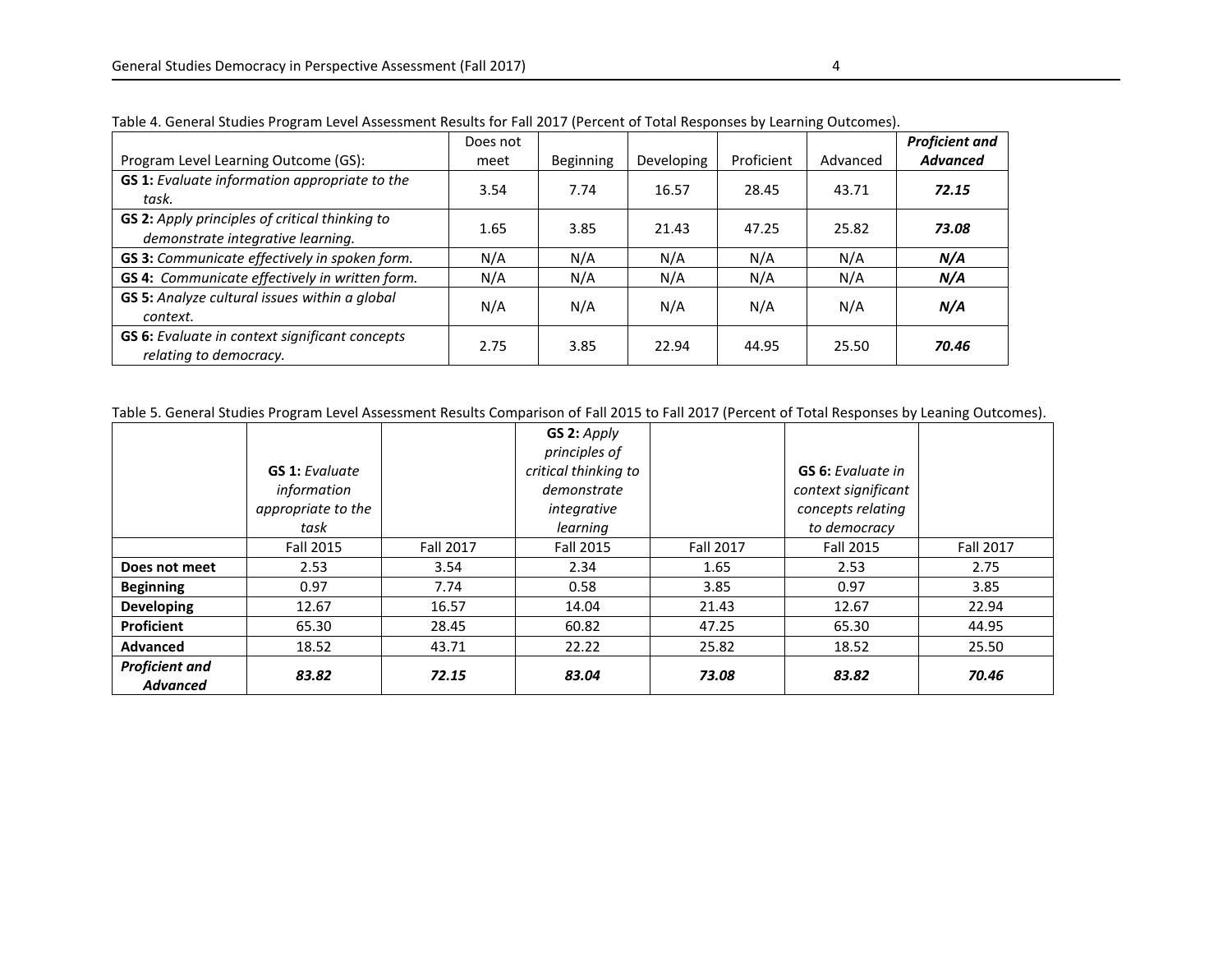Table 4. General Studies Program Level Assessment Results for Fall 2017 (Percent of Total Responses by Learning Outcomes).

| Program Level Learning Outcome (GS): | Does not meet | Beginning | Developing | Proficient | Advanced | ***Proficient and Advanced*** |
|---|---|---|---|---|---|---|
| **GS 1:** *Evaluate information appropriate to the task.* | 3.54 | 7.74 | 16.57 | 28.45 | 43.71 | ***72.15*** |
| **GS 2:** *Apply principles of critical thinking to demonstrate integrative learning.* | 1.65 | 3.85 | 21.43 | 47.25 | 25.82 | ***73.08*** |
| **GS 3:** *Communicate effectively in spoken form.* | N/A | N/A | N/A | N/A | N/A | ***N/A*** |
| **GS 4:** *Communicate effectively in written form.* | N/A | N/A | N/A | N/A | N/A | ***N/A*** |
| **GS 5:** *Analyze cultural issues within a global context.* | N/A | N/A | N/A | N/A | N/A | ***N/A*** |
| **GS 6:** *Evaluate in context significant concepts relating to democracy.* | 2.75 | 3.85 | 22.94 | 44.95 | 25.50 | ***70.46*** |

Table 5. General Studies Program Level Assessment Results Comparison of Fall 2015 to Fall 2017 (Percent of Total Responses by Leaning Outcomes).

| | **GS 1:** *Evaluate information appropriate to the task* | | **GS 2:** *Apply principles of critical thinking to demonstrate integrative learning* | | **GS 6:** *Evaluate in context significant concepts relating to democracy* | |
|---|---|---|---|---|---|---|
| | Fall 2015 | Fall 2017 | Fall 2015 | Fall 2017 | Fall 2015 | Fall 2017 |
| **Does not meet** | 2.53 | 3.54 | 2.34 | 1.65 | 2.53 | 2.75 |
| **Beginning** | 0.97 | 7.74 | 0.58 | 3.85 | 0.97 | 3.85 |
| **Developing** | 12.67 | 16.57 | 14.04 | 21.43 | 12.67 | 22.94 |
| **Proficient** | 65.30 | 28.45 | 60.82 | 47.25 | 65.30 | 44.95 |
| **Advanced** | 18.52 | 43.71 | 22.22 | 25.82 | 18.52 | 25.50 |
| ***Proficient and Advanced*** | ***83.82*** | ***72.15*** | ***83.04*** | ***73.08*** | ***83.82*** | ***70.46*** |